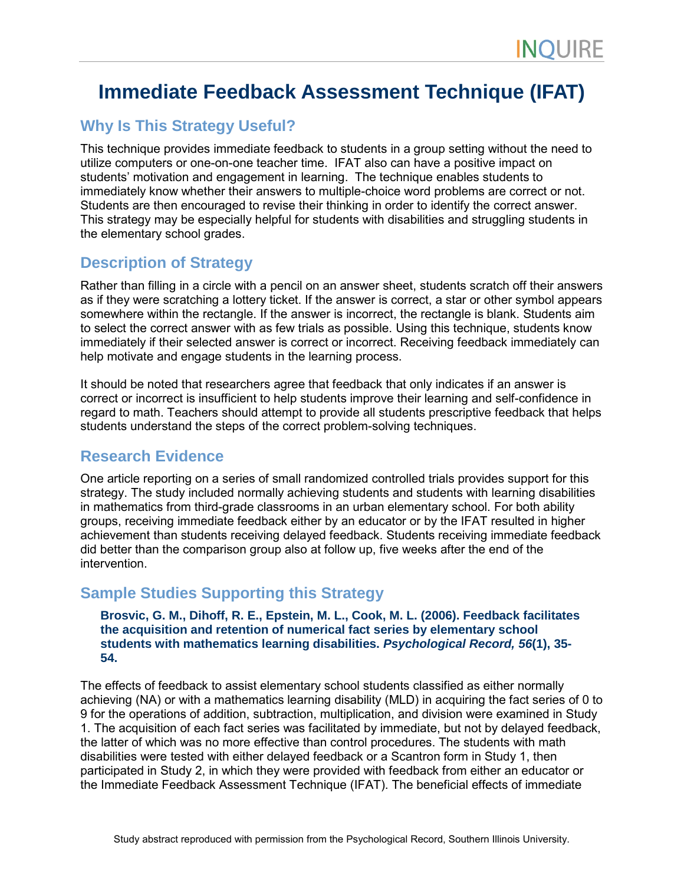# Immediate Feedback Assessment Technique (IFAT)

## Why Is This Strategy Useful?

This technique provides immediate feedback to students in a group setting without the need to utilize computers or one-on-one teacher time. IFAT also can have a positive impact on students' motivation and engagement in learning. The technique enables students to immediately know whether their answers to multiple-choice word problems are correct or not. Students are then encouraged to revise their thinking in order to identify the correct answer. This strategy may be especially helpful for students with disabilities and struggling students in the elementary school grades.

## Description of Strategy

Rather than filling in a circle with a pencil on an answer sheet, students scratch off their answers as if they were scratching a lottery ticket. If the answer is correct, a star or other symbol appears somewhere within the rectangle. If the answer is incorrect, the rectangle is blank. Students aim to select the correct answer with as few trials as possible. Using this technique, students know immediately if their selected answer is correct or incorrect. Receiving feedback immediately can help motivate and engage students in the learning process.

It should be noted that researchers agree that feedback that only indicates if an answer is correct or incorrect is insufficient to help students improve their learning and self-confidence in regard to math. Teachers should attempt to provide all students prescriptive feedback that helps students understand the steps of the correct problem-solving techniques.

## Research Evidence

One article reporting on a series of small randomized controlled trials provides support for this strategy. The study included normally achieving students and students with learning disabilities in mathematics from third-grade classrooms in an urban elementary school. For both ability groups, receiving immediate feedback either by an educator or by the IFAT resulted in higher achievement than students receiving delayed feedback. Students receiving immediate feedback did better than the comparison group also at follow up, five weeks after the end of the intervention.

## Sample Studies Supporting this Strategy

**Brosvic, G. M., Dihoff, R. E., Epstein, M. L., Cook, M. L. (2006). Feedback facilitates the acquisition and retention of numerical fact series by elementary school students with mathematics learning disabilities. *Psychological Record, 56*(1), 35-54.**

The effects of feedback to assist elementary school students classified as either normally achieving (NA) or with a mathematics learning disability (MLD) in acquiring the fact series of 0 to 9 for the operations of addition, subtraction, multiplication, and division were examined in Study 1. The acquisition of each fact series was facilitated by immediate, but not by delayed feedback, the latter of which was no more effective than control procedures. The students with math disabilities were tested with either delayed feedback or a Scantron form in Study 1, then participated in Study 2, in which they were provided with feedback from either an educator or the Immediate Feedback Assessment Technique (IFAT). The beneficial effects of immediate

Study abstract reproduced with permission from the Psychological Record, Southern Illinois University.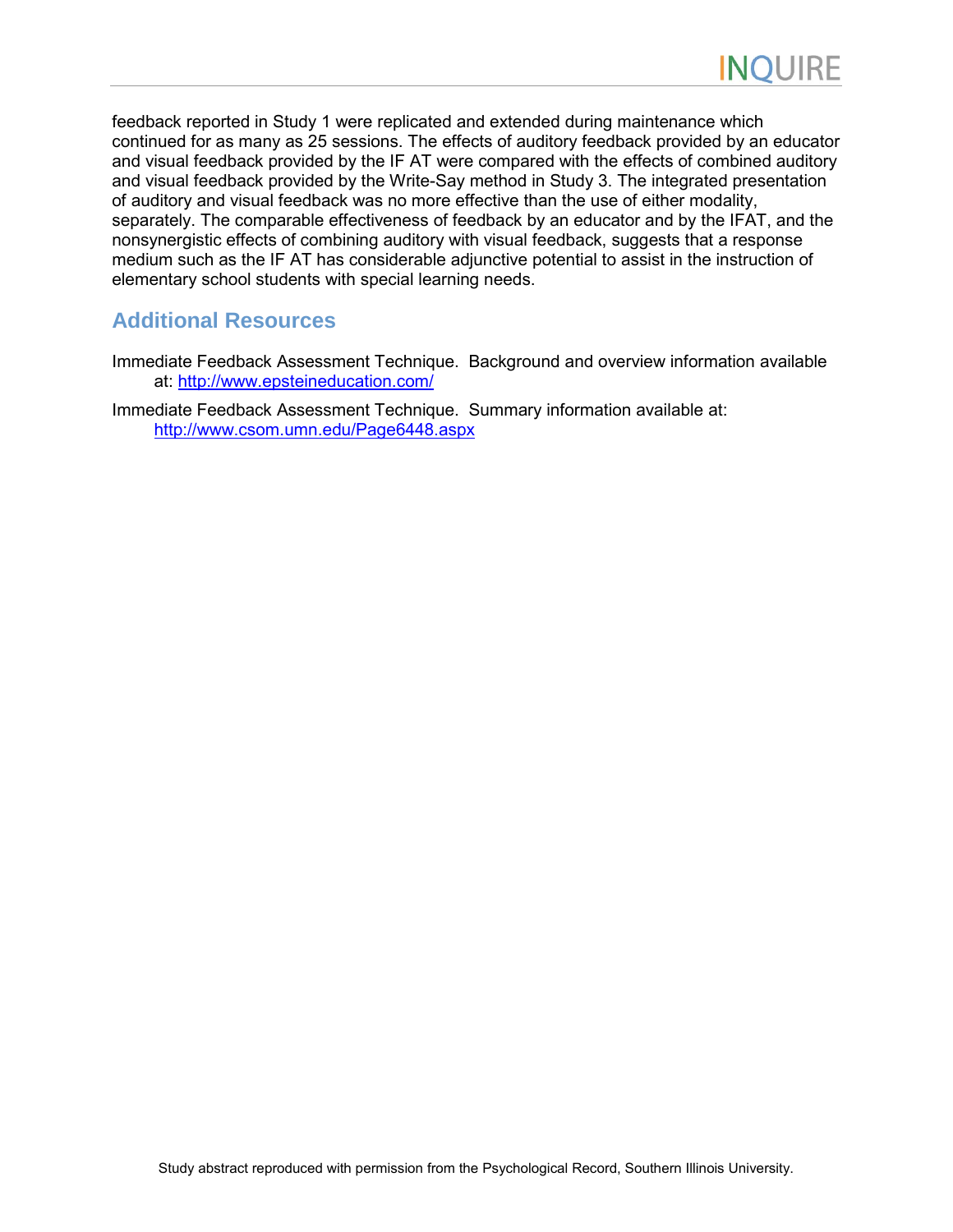feedback reported in Study 1 were replicated and extended during maintenance which continued for as many as 25 sessions. The effects of auditory feedback provided by an educator and visual feedback provided by the IF AT were compared with the effects of combined auditory and visual feedback provided by the Write-Say method in Study 3. The integrated presentation of auditory and visual feedback was no more effective than the use of either modality, separately. The comparable effectiveness of feedback by an educator and by the IFAT, and the nonsynergistic effects of combining auditory with visual feedback, suggests that a response medium such as the IF AT has considerable adjunctive potential to assist in the instruction of elementary school students with special learning needs.

## Additional Resources

Immediate Feedback Assessment Technique. Background and overview information available at: http://www.epsteineducation.com/

Immediate Feedback Assessment Technique. Summary information available at: http://www.csom.umn.edu/Page6448.aspx

Study abstract reproduced with permission from the Psychological Record, Southern Illinois University.